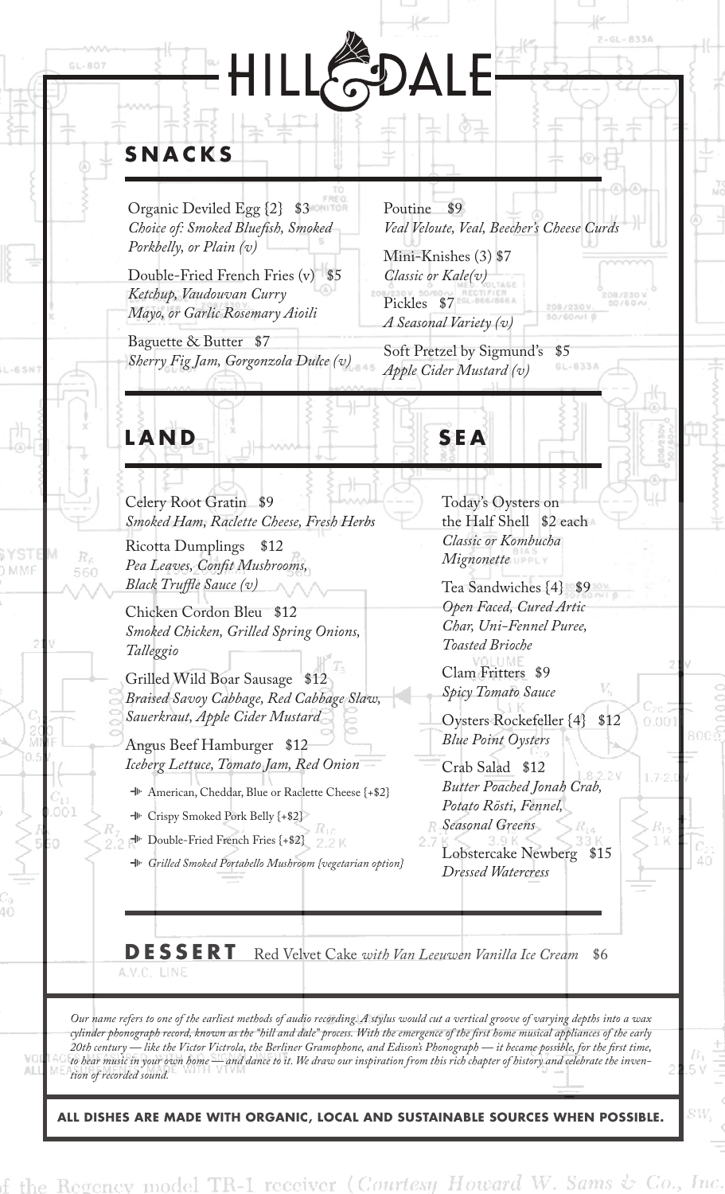# HILL & DALE

## SNACKS

Organic Deviled Egg {2} $3
*Choice of: Smoked Bluefish, Smoked Porkbelly, or Plain (v)*

Double-Fried French Fries (v) $5
*Ketchup, Vaudouvan Curry Mayo, or Garlic Rosemary Aioili*

Baguette & Butter $7
*Sherry Fig Jam, Gorgonzola Dulce (v)*

Poutine $9
*Veal Veloute, Veal, Beecher's Cheese Curds*

Mini-Knishes (3) $7
*Classic or Kale(v)*

Pickles $7
*A Seasonal Variety (v)*

Soft Pretzel by Sigmund's $5
*Apple Cider Mustard (v)*

## LAND

Celery Root Gratin $9
*Smoked Ham, Raclette Cheese, Fresh Herbs*

Ricotta Dumplings $12
*Pea Leaves, Confit Mushrooms, Black Truffle Sauce (v)*

Chicken Cordon Bleu $12
*Smoked Chicken, Grilled Spring Onions, Talleggio*

Grilled Wild Boar Sausage $12
*Braised Savoy Cabbage, Red Cabbage Slaw, Sauerkraut, Apple Cider Mustard*

Angus Beef Hamburger $12
*Iceberg Lettuce, Tomato Jam, Red Onion*

- American, Cheddar, Blue or Raclette Cheese {+$2}
- Crispy Smoked Pork Belly {+$2}
- Double-Fried French Fries {+$2}
- *Grilled Smoked Portabello Mushroom {vegetarian option}*

## SEA

Today's Oysters on the Half Shell $2 each
*Classic or Kombucha Mignonette*

Tea Sandwiches {4} $9
*Open Faced, Cured Artic Char, Uni-Fennel Puree, Toasted Brioche*

Clam Fritters $9
*Spicy Tomato Sauce*

Oysters Rockefeller {4} $12
*Blue Point Oysters*

Crab Salad $12
*Butter Poached Jonah Crab, Potato Rösti, Fennel, Seasonal Greens*

Lobstercake Newberg $15
*Dressed Watercress*

## DESSERT

Red Velvet Cake *with Van Leeuwen Vanilla Ice Cream* $6

*Our name refers to one of the earliest methods of audio recording. A stylus would cut a vertical groove of varying depths into a wax cylinder phonograph record, known as the "hill and dale" process. With the emergence of the first home musical appliances of the early 20th century — like the Victor Victrola, the Berliner Gramophone, and Edison's Phonograph — it became possible, for the first time, to hear music in your own home — and dance to it. We draw our inspiration from this rich chapter of history and celebrate the invention of recorded sound.*

**ALL DISHES ARE MADE WITH ORGANIC, LOCAL AND SUSTAINABLE SOURCES WHEN POSSIBLE.**

f the Regency model TR-1 receiver (*Courtesy Howard W. Sams & Co., Inc.*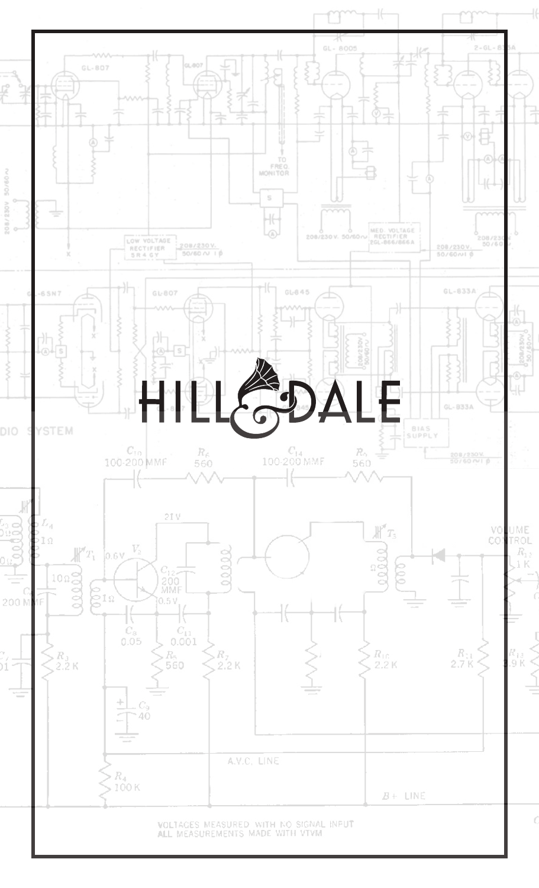HILL & DALE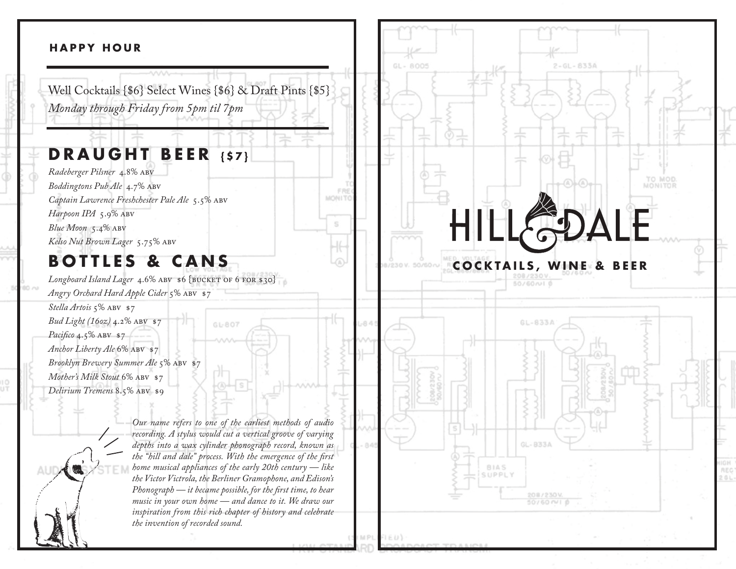## HAPPY HOUR

Well Cocktails {$6} Select Wines {$6} & Draft Pints {$5}
*Monday through Friday from 5pm til 7pm*

## DRAUGHT BEER {$7}

*Radeberger Pilsner* 4.8% ABV
*Boddingtons Pub Ale* 4.7% ABV
*Captain Lawrence Freshchester Pale Ale* 5.5% ABV
*Harpoon IPA* 5.9% ABV
*Blue Moon* 5.4% ABV
*Kelso Nut Brown Lager* 5.75% ABV

## BOTTLES & CANS

*Longboard Island Lager* 4.6% ABV $6 {BUCKET OF 6 FOR $30}
*Angry Orchard Hard Apple Cider* 5% ABV $7
*Stella Artois* 5% ABV $7
*Bud Light (16oz)* 4.2% ABV $7
*Pacifico* 4.5% ABV $7
*Anchor Liberty Ale* 6% ABV $7
*Brooklyn Brewery Summer Ale* 5% ABV $7
*Mother's Milk Stout* 6% ABV $7
*Delirium Tremens* 8.5% ABV $9

*Our name refers to one of the earliest methods of audio recording. A stylus would cut a vertical groove of varying depths into a wax cylinder phonograph record, known as the "hill and dale" process. With the emergence of the first home musical appliances of the early 20th century — like the Victor Victrola, the Berliner Gramophone, and Edison's Phonograph — it became possible, for the first time, to hear music in your own home — and dance to it. We draw our inspiration from this rich chapter of history and celebrate the invention of recorded sound.*

# HILL & DALE

**COCKTAILS, WINE & BEER**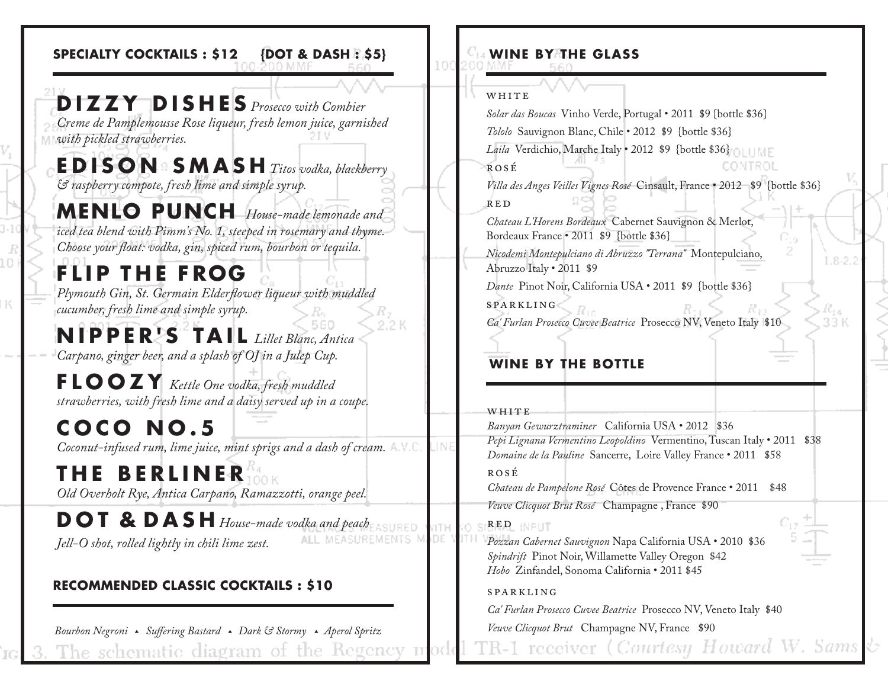## SPECIALTY COCKTAILS : $12 {DOT & DASH : $5}

**DIZZY DISHES** *Prosecco with Combier Creme de Pamplemousse Rose liqueur, fresh lemon juice, garnished with pickled strawberries.*

**EDISON SMASH** *Titos vodka, blackberry & raspberry compote, fresh lime and simple syrup.*

**MENLO PUNCH** *House-made lemonade and iced tea blend with Pimm's No. 1, steeped in rosemary and thyme. Choose your float: vodka, gin, spiced rum, bourbon or tequila.*

**FLIP THE FROG**
*Plymouth Gin, St. Germain Elderflower liqueur with muddled cucumber, fresh lime and simple syrup.*

**NIPPER'S TAIL** *Lillet Blanc, Antica Carpano, ginger beer, and a splash of OJ in a Julep Cup.*

**FLOOZY** *Kettle One vodka, fresh muddled strawberries, with fresh lime and a daisy served up in a coupe.*

**COCO NO.5**
*Coconut-infused rum, lime juice, mint sprigs and a dash of cream.*

**THE BERLINER**
*Old Overholt Rye, Antica Carpano, Ramazzotti, orange peel.*

**DOT & DASH** *House-made vodka and peach Jell-O shot, rolled lightly in chili lime zest.*

## RECOMMENDED CLASSIC COCKTAILS : $10

*Bourbon Negroni ▴ Suffering Bastard ▴ Dark & Stormy ▴ Aperol Spritz*

## WINE BY THE GLASS

WHITE

*Solar das Boucas* Vinho Verde, Portugal • 2011 $9 {bottle $36}
*Tololo* Sauvignon Blanc, Chile • 2012 $9 {bottle $36}
*Laila* Verdichio, Marche Italy • 2012 $9 {bottle $36}

ROSÉ

*Villa des Anges Veilles Vignes Rosé* Cinsault, France • 2012 $9 {bottle $36}

RED

*Chateau L'Horens Bordeaux* Cabernet Sauvignon & Merlot, Bordeaux France • 2011 $9 {bottle $36}
*Nicodemi Montepulciano di Abruzzo "Terrana"* Montepulciano, Abruzzo Italy • 2011 $9
*Dante* Pinot Noir, California USA • 2011 $9 {bottle $36}

SPARKLING

*Ca' Furlan Prosecco Cuvee Beatrice* Prosecco NV, Veneto Italy $10

## WINE BY THE BOTTLE

WHITE

*Banyan Gewurztraminer* California USA • 2012 $36
*Pepi Lignana Vermentino Leopoldino* Vermentino, Tuscan Italy • 2011 $38
*Domaine de la Pauline* Sancerre, Loire Valley France • 2011 $58

ROSÉ

*Chateau de Pampelone Rosé* Côtes de Provence France • 2011 $48
*Veuve Clicquot Brut Rosé* Champagne , France $90

RED

*Pozzan Cabernet Sauvignon* Napa California USA • 2010 $36
*Spindrift* Pinot Noir, Willamette Valley Oregon $42
*Hobo* Zinfandel, Sonoma California • 2011 $45

SPARKLING

*Ca' Furlan Prosecco Cuvee Beatrice* Prosecco NV, Veneto Italy $40
*Veuve Clicquot Brut* Champagne NV, France $90